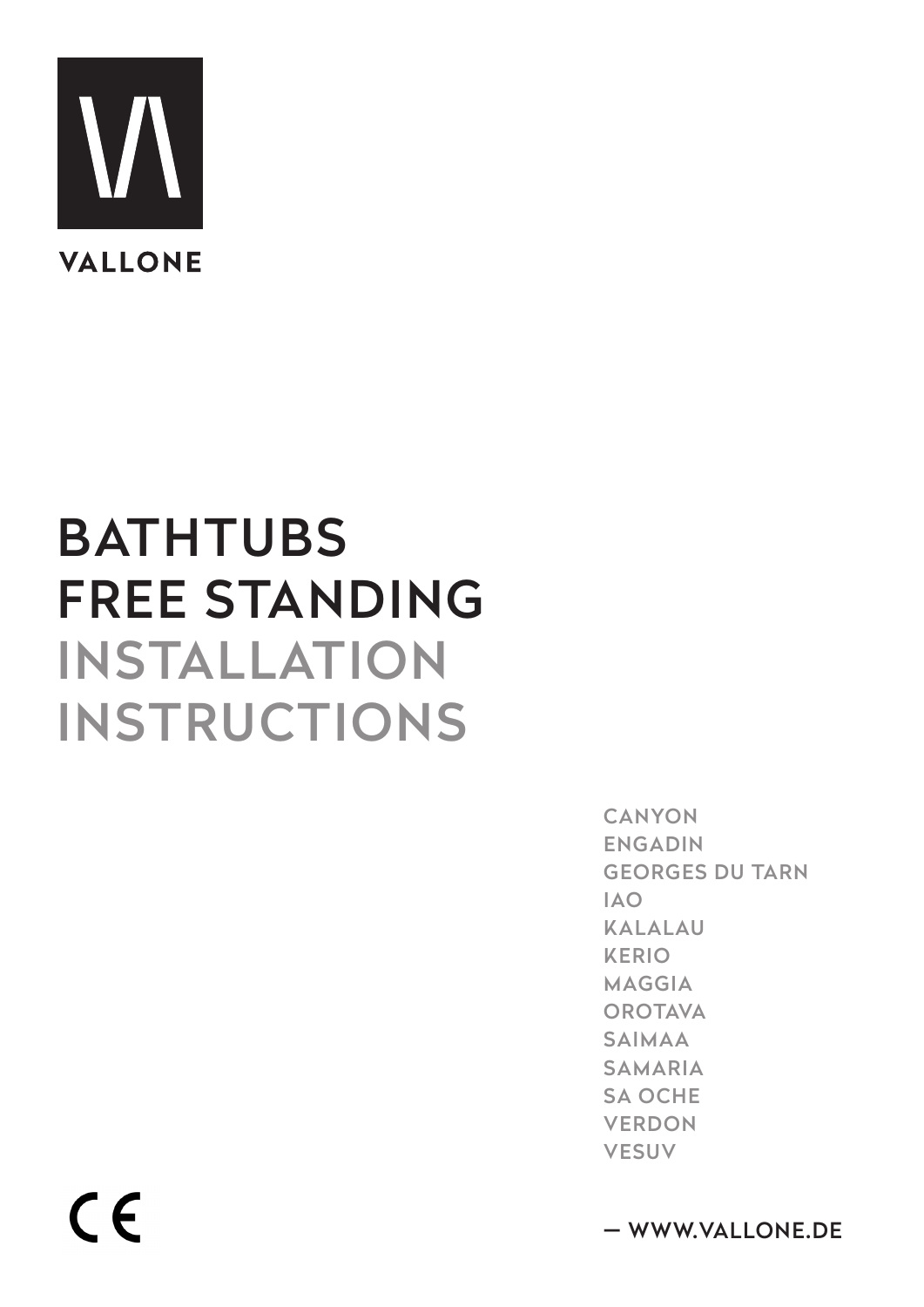VALLONE

# BATHTUBS FREE STANDING INSTALLATION INSTRUCTIONS

CANYON
ENGADIN
GEORGES DU TARN
IAO
KALALAU
KERIO
MAGGIA
OROTAVA
SAIMAA
SAMARIA
SA OCHE
VERDON
VESUV

CE

— WWW.VALLONE.DE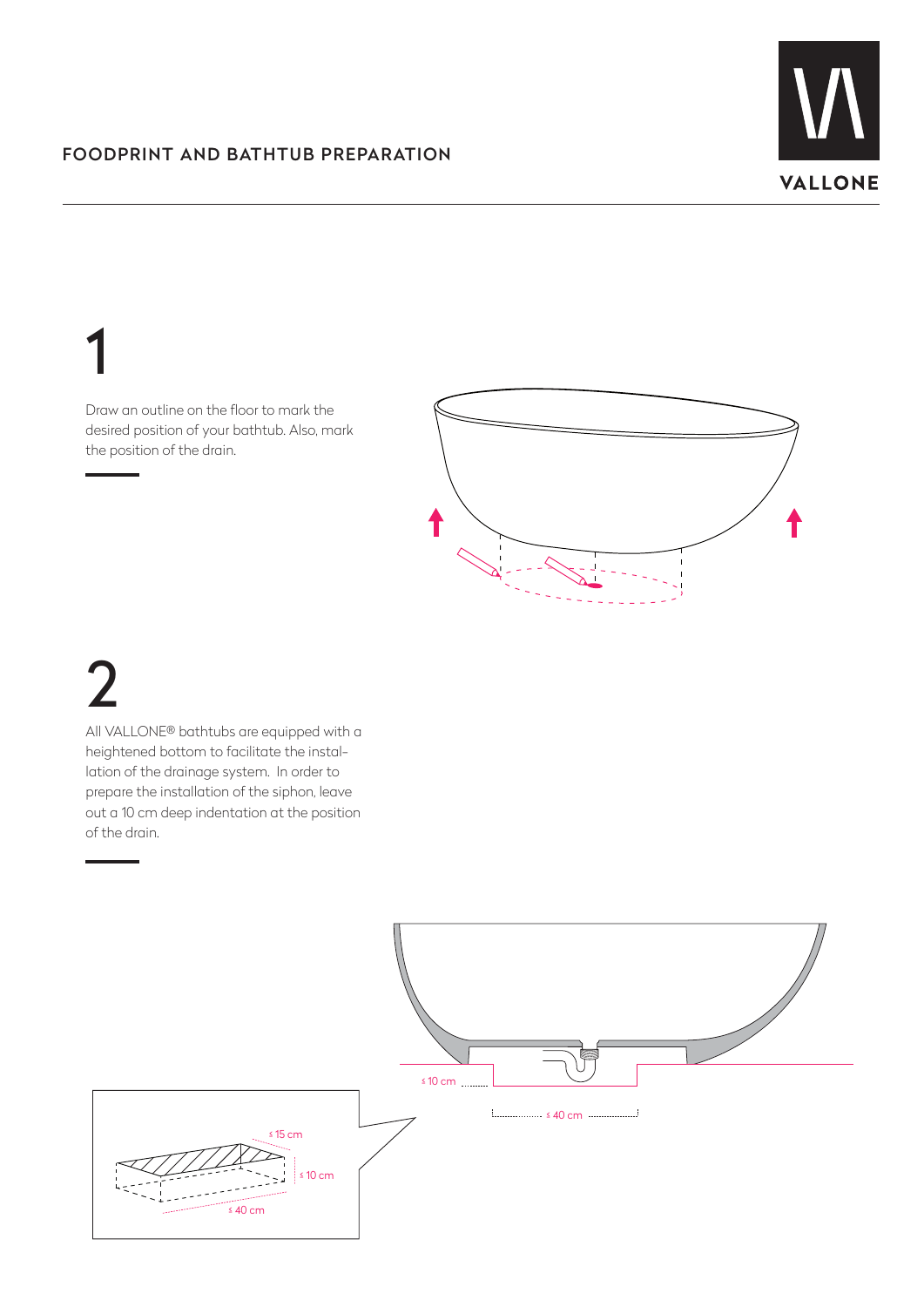## FOODPRINT AND BATHTUB PREPARATION

VALLONE

# 1

Draw an outline on the floor to mark the desired position of your bathtub. Also, mark the position of the drain.

# 2

All VALLONE® bathtubs are equipped with a heightened bottom to facilitate the installation of the drainage system. In order to prepare the installation of the siphon, leave out a 10 cm deep indentation at the position of the drain.

≤ 10 cm

≤ 40 cm

≤ 15 cm

≤ 10 cm

≤ 40 cm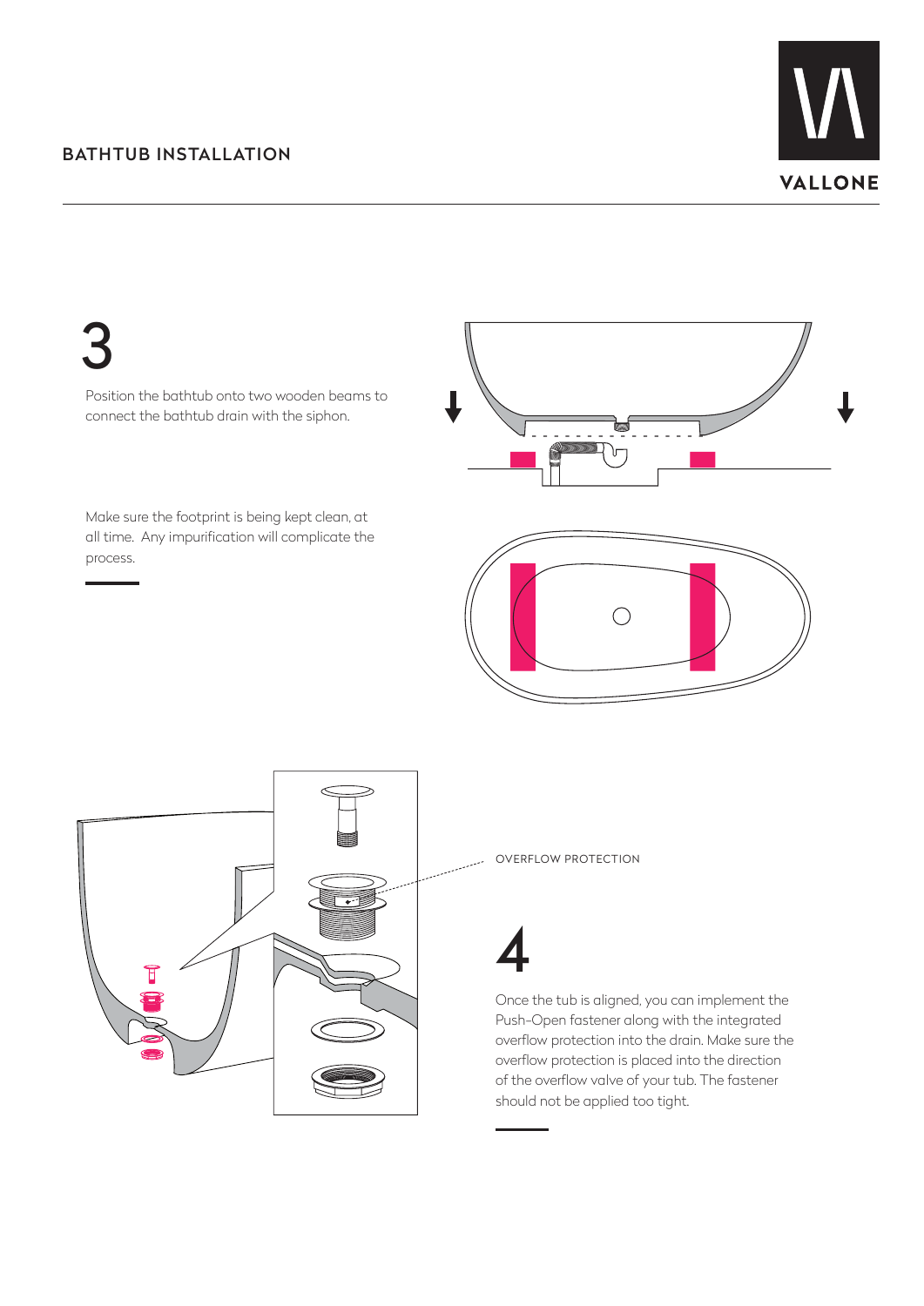## BATHTUB INSTALLATION

# 3

Position the bathtub onto two wooden beams to connect the bathtub drain with the siphon.

Make sure the footprint is being kept clean, at all time. Any impurification will complicate the process.

OVERFLOW PROTECTION

# 4

Once the tub is aligned, you can implement the Push-Open fastener along with the integrated overflow protection into the drain. Make sure the overflow protection is placed into the direction of the overflow valve of your tub. The fastener should not be applied too tight.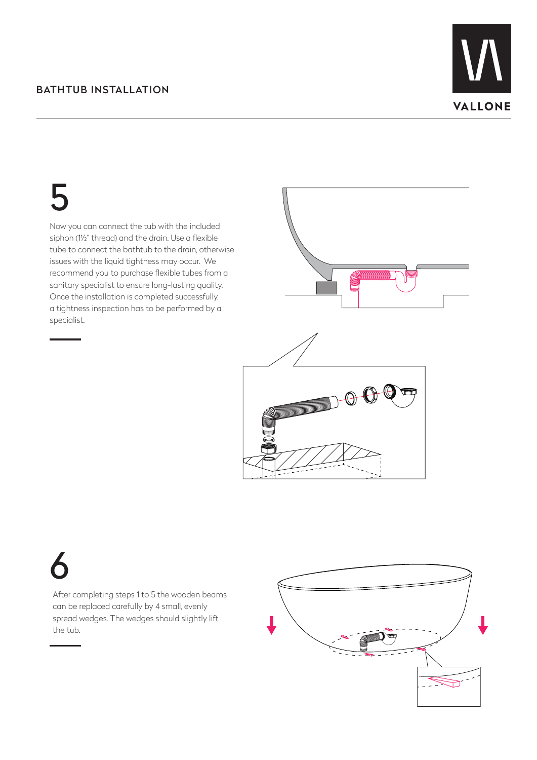## 5

Now you can connect the tub with the included siphon (1½" thread) and the drain. Use a flexible tube to connect the bathtub to the drain, otherwise issues with the liquid tightness may occur. We recommend you to purchase flexible tubes from a sanitary specialist to ensure long-lasting quality. Once the installation is completed successfully, a tightness inspection has to be performed by a specialist.

## 6

After completing steps 1 to 5 the wooden beams can be replaced carefully by 4 small, evenly spread wedges. The wedges should slightly lift the tub.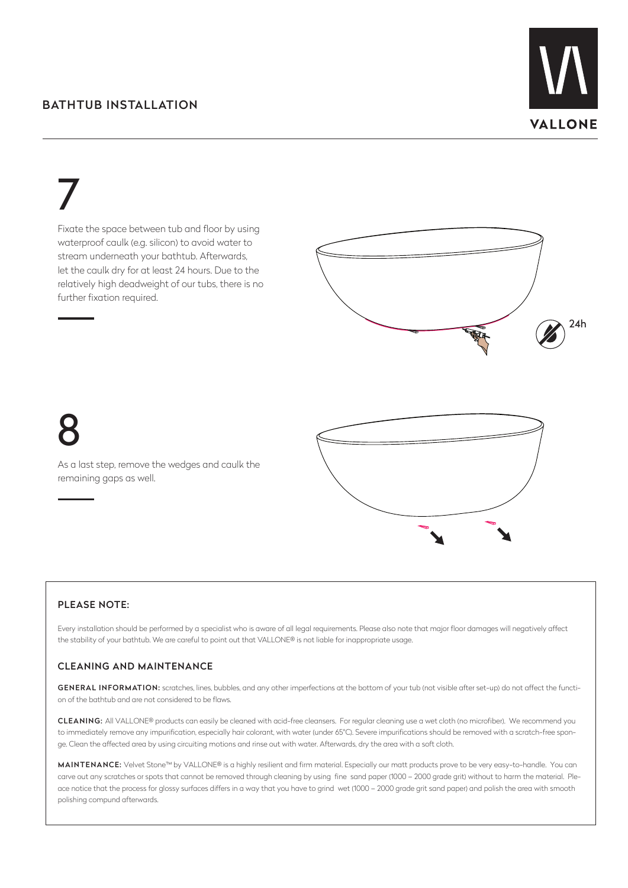## BATHTUB INSTALLATION

VALLONE

# 7

Fixate the space between tub and floor by using waterproof caulk (e.g. silicon) to avoid water to stream underneath your bathtub. Afterwards, let the caulk dry for at least 24 hours. Due to the relatively high deadweight of our tubs, there is no further fixation required.

24h

# 8

As a last step, remove the wedges and caulk the remaining gaps as well.

### PLEASE NOTE:

Every installation should be performed by a specialist who is aware of all legal requirements. Please also note that major floor damages will negatively affect the stability of your bathtub. We are careful to point out that VALLONE® is not liable for inappropriate usage.

### CLEANING AND MAINTENANCE

**GENERAL INFORMATION:** scratches, lines, bubbles, and any other imperfections at the bottom of your tub (not visible after set-up) do not affect the function of the bathtub and are not considered to be flaws.

**CLEANING:** All VALLONE® products can easily be cleaned with acid-free cleansers. For regular cleaning use a wet cloth (no microfiber). We recommend you to immediately remove any impurification, especially hair colorant, with water (under 65°C). Severe impurifications should be removed with a scratch-free sponge. Clean the affected area by using circuiting motions and rinse out with water. Afterwards, dry the area with a soft cloth.

**MAINTENANCE:** Velvet Stone™ by VALLONE® is a highly resilient and firm material. Especially our matt products prove to be very easy-to-handle. You can carve out any scratches or spots that cannot be removed through cleaning by using fine sand paper (1000 – 2000 grade grit) without to harm the material. Pleace notice that the process for glossy surfaces differs in a way that you have to grind wet (1000 – 2000 grade grit sand paper) and polish the area with smooth polishing compund afterwards.